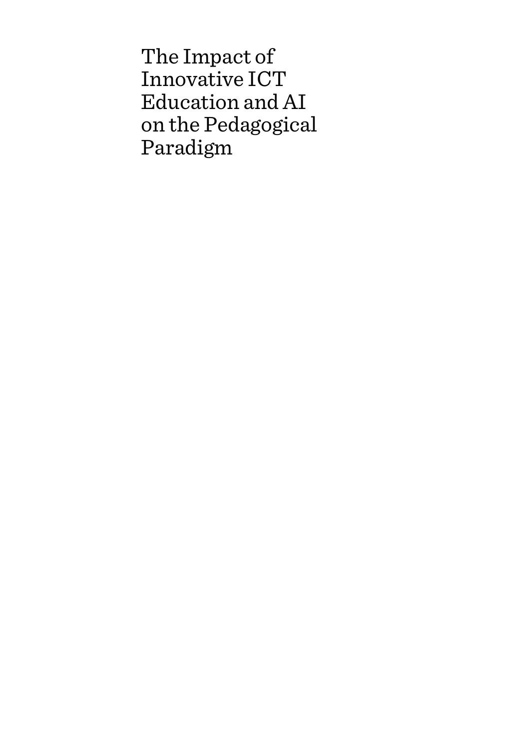# The Impact of Innovative ICT Education and AI on the Pedagogical Paradigm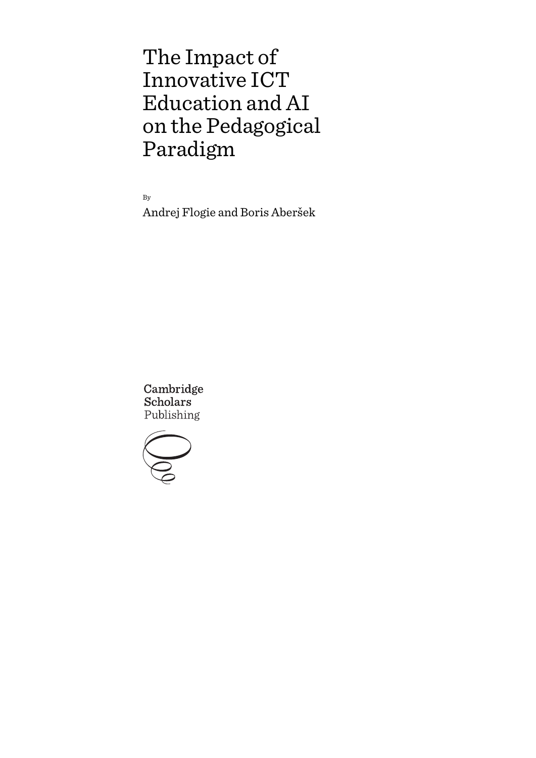# The Impact of Innovative ICT Education and AI on the Pedagogical Paradigm

By

Andrej Flogie and Boris Aberšek

Cambridge Scholars Publishing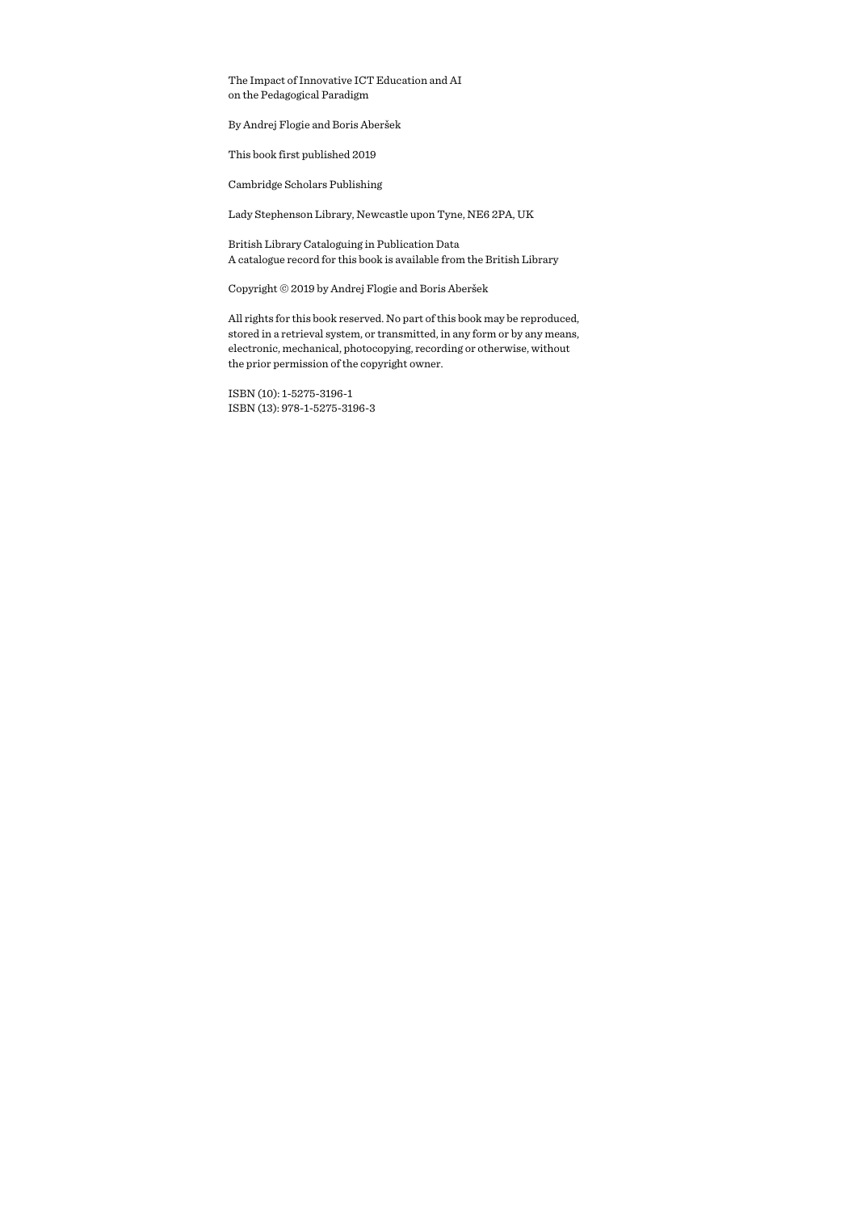The Impact of Innovative ICT Education and AI
on the Pedagogical Paradigm

By Andrej Flogie and Boris Aberšek

This book first published 2019

Cambridge Scholars Publishing

Lady Stephenson Library, Newcastle upon Tyne, NE6 2PA, UK

British Library Cataloguing in Publication Data
A catalogue record for this book is available from the British Library

Copyright © 2019 by Andrej Flogie and Boris Aberšek

All rights for this book reserved. No part of this book may be reproduced, stored in a retrieval system, or transmitted, in any form or by any means, electronic, mechanical, photocopying, recording or otherwise, without the prior permission of the copyright owner.

ISBN (10): 1-5275-3196-1
ISBN (13): 978-1-5275-3196-3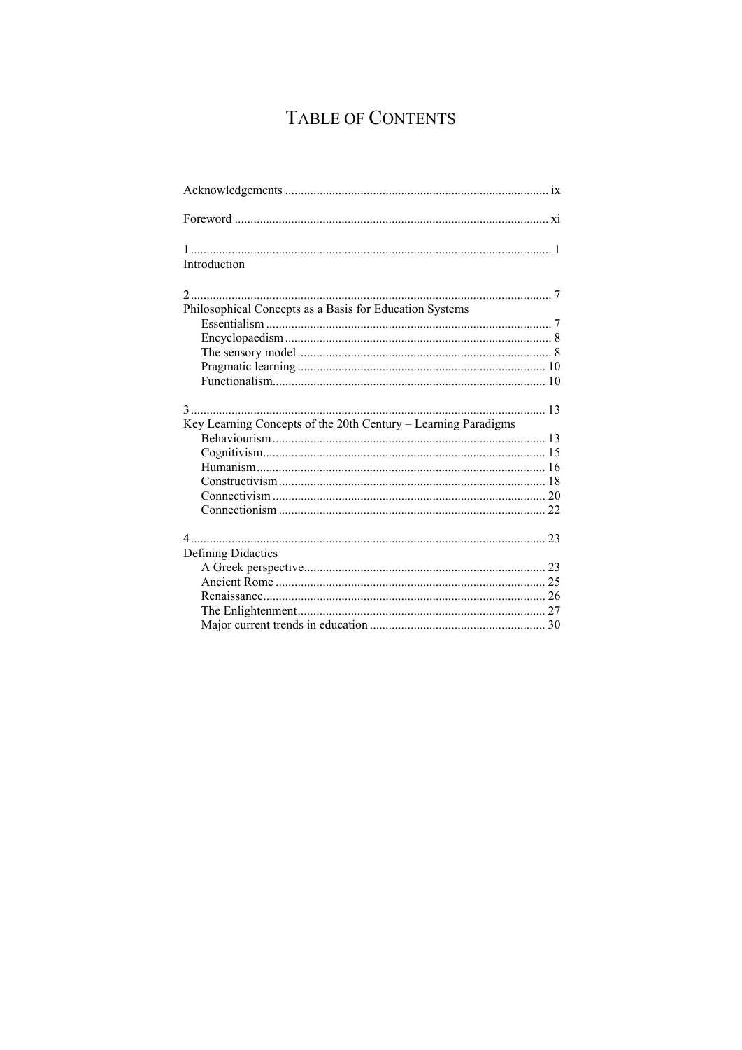# TABLE OF CONTENTS

Acknowledgements .................................................................................... ix

Foreword .................................................................................................... xi

1 ................................................................................................................... 1
Introduction

2 ................................................................................................................... 7
Philosophical Concepts as a Basis for Education Systems
- Essentialism ............................................................................................ 7
- Encyclopaedism ...................................................................................... 8
- The sensory model .................................................................................. 8
- Pragmatic learning ................................................................................ 10
- Functionalism........................................................................................ 10

3 ................................................................................................................. 13
Key Learning Concepts of the 20th Century – Learning Paradigms
- Behaviourism ........................................................................................ 13
- Cognitivism........................................................................................... 15
- Humanism............................................................................................. 16
- Constructivism ...................................................................................... 18
- Connectivism ........................................................................................ 20
- Connectionism ...................................................................................... 22

4 ................................................................................................................. 23
Defining Didactics
- A Greek perspective.............................................................................. 23
- Ancient Rome ....................................................................................... 25
- Renaissance........................................................................................... 26
- The Enlightenment................................................................................ 27
- Major current trends in education ......................................................... 30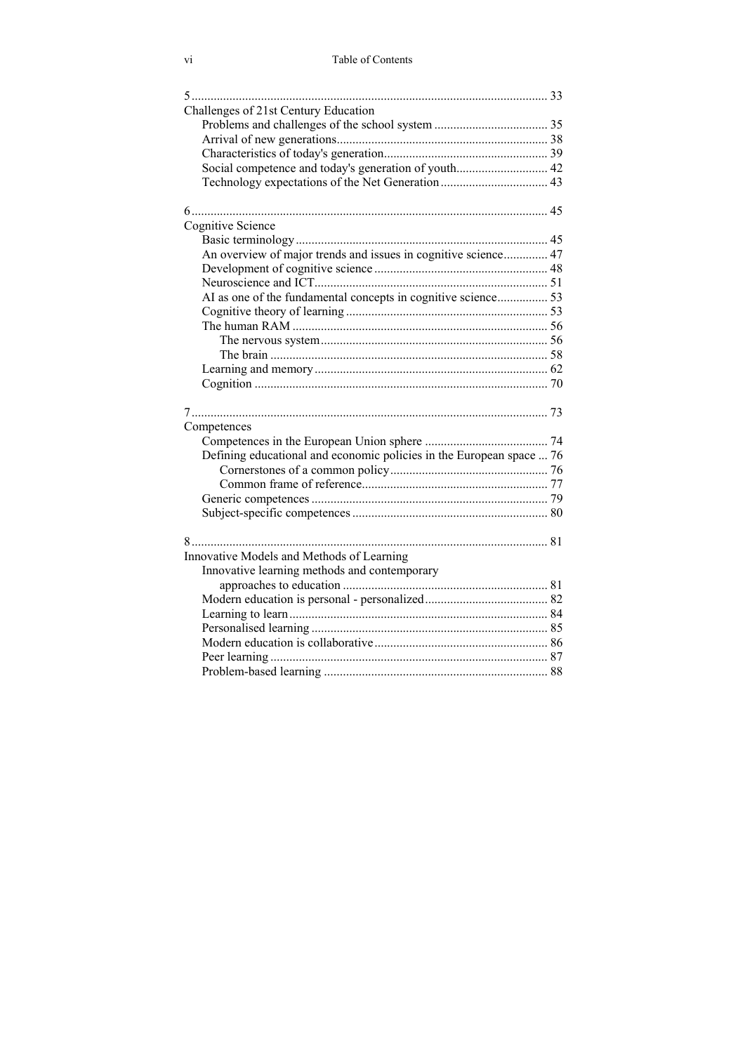5 ................................................................................................................ 33
Challenges of 21st Century Education
  Problems and challenges of the school system ..................................... 35
  Arrival of new generations..................................................................... 38
  Characteristics of today's generation..................................................... 39
  Social competence and today's generation of youth............................. 42
  Technology expectations of the Net Generation .................................. 43

6 ................................................................................................................ 45
Cognitive Science
  Basic terminology................................................................................... 45
  An overview of major trends and issues in cognitive science.............. 47
  Development of cognitive science ......................................................... 48
  Neuroscience and ICT............................................................................ 51
  AI as one of the fundamental concepts in cognitive science................ 53
  Cognitive theory of learning .................................................................. 53
  The human RAM ................................................................................... 56
    The nervous system.......................................................................... 56
    The brain .......................................................................................... 58
  Learning and memory............................................................................ 62
  Cognition ............................................................................................... 70

7 ................................................................................................................ 73
Competences
  Competences in the European Union sphere ....................................... 74
  Defining educational and economic policies in the European space ... 76
    Cornerstones of a common policy................................................... 76
    Common frame of reference............................................................ 77
  Generic competences ............................................................................. 79
  Subject-specific competences ................................................................ 80

8 ................................................................................................................ 81
Innovative Models and Methods of Learning
  Innovative learning methods and contemporary
    approaches to education ................................................................. 81
  Modern education is personal - personalized....................................... 82
  Learning to learn .................................................................................... 84
  Personalised learning ............................................................................. 85
  Modern education is collaborative........................................................ 86
  Peer learning .......................................................................................... 87
  Problem-based learning ........................................................................ 88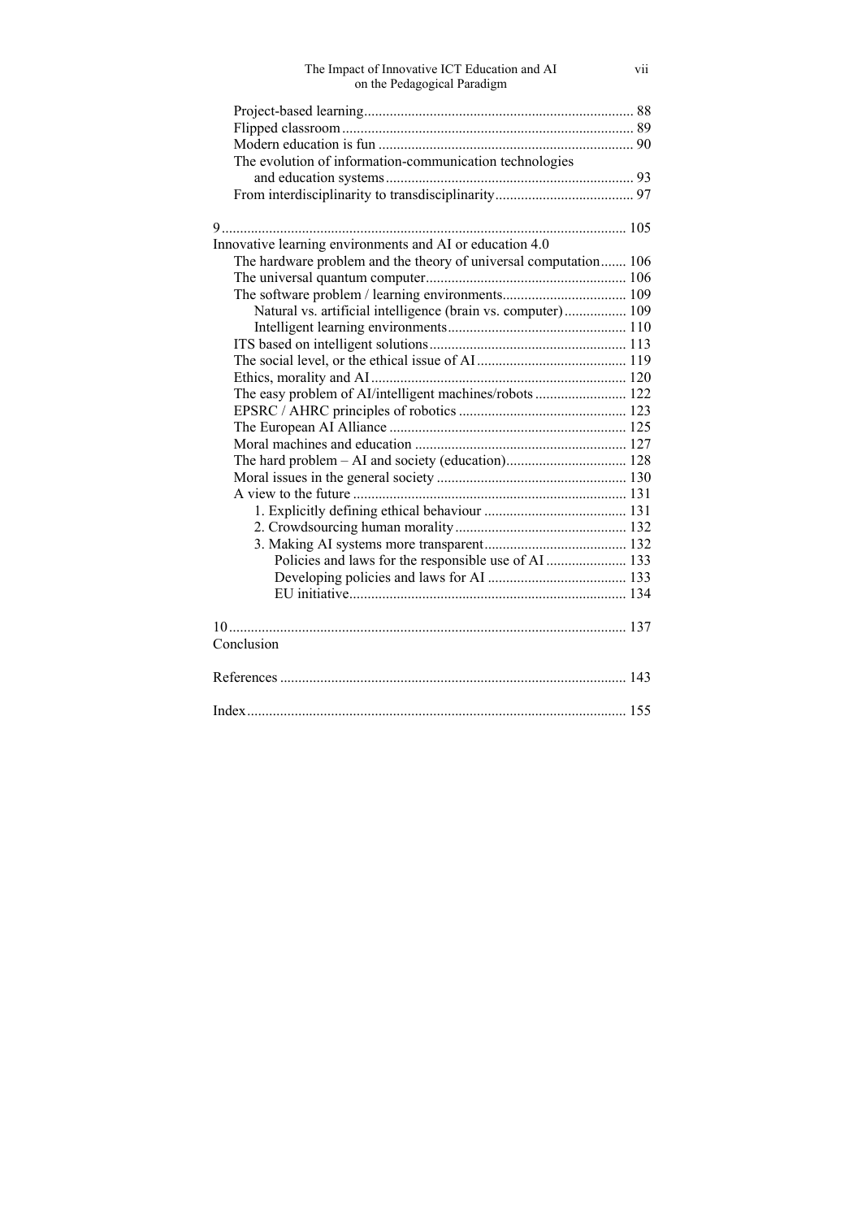Project-based learning ........................................................................ 88
Flipped classroom ............................................................................... 89
Modern education is fun ..................................................................... 90
The evolution of information-communication technologies and education systems ................................................................... 93
From interdisciplinarity to transdisciplinarity ..................................... 97

9 ............................................................................................................ 105
Innovative learning environments and AI or education 4.0
The hardware problem and the theory of universal computation ....... 106
The universal quantum computer ...................................................... 106
The software problem / learning environments ................................. 109
Natural vs. artificial intelligence (brain vs. computer) ................. 109
Intelligent learning environments ................................................ 110
ITS based on intelligent solutions ..................................................... 113
The social level, or the ethical issue of AI ........................................ 119
Ethics, morality and AI ..................................................................... 120
The easy problem of AI/intelligent machines/robots ......................... 122
EPSRC / AHRC principles of robotics ............................................. 123
The European AI Alliance ................................................................ 125
Moral machines and education ......................................................... 127
The hard problem – AI and society (education) ................................ 128
Moral issues in the general society ................................................... 130
A view to the future .......................................................................... 131
1. Explicitly defining ethical behaviour ...................................... 131
2. Crowdsourcing human morality .............................................. 132
3. Making AI systems more transparent ...................................... 132
Policies and laws for the responsible use of AI ..................... 133
Developing policies and laws for AI ..................................... 133
EU initiative ........................................................................... 134

10 .......................................................................................................... 137
Conclusion

References .............................................................................................. 143

Index ....................................................................................................... 155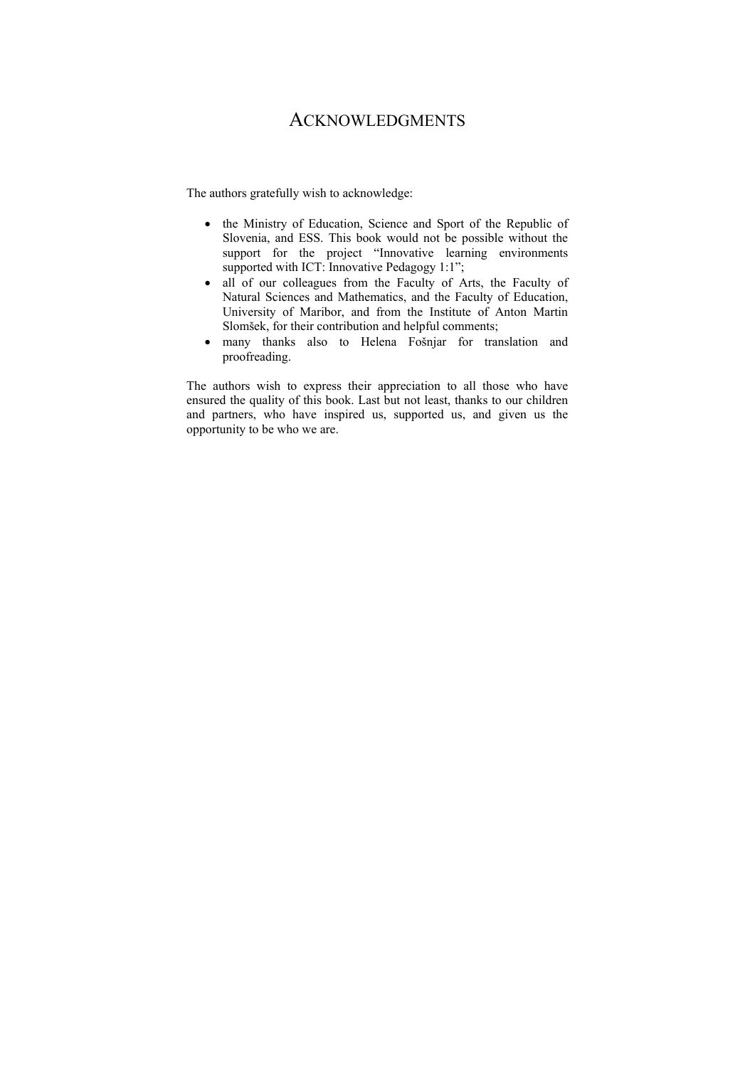# ACKNOWLEDGMENTS

The authors gratefully wish to acknowledge:

- the Ministry of Education, Science and Sport of the Republic of Slovenia, and ESS. This book would not be possible without the support for the project "Innovative learning environments supported with ICT: Innovative Pedagogy 1:1";
- all of our colleagues from the Faculty of Arts, the Faculty of Natural Sciences and Mathematics, and the Faculty of Education, University of Maribor, and from the Institute of Anton Martin Slomšek, for their contribution and helpful comments;
- many thanks also to Helena Fošnjar for translation and proofreading.

The authors wish to express their appreciation to all those who have ensured the quality of this book. Last but not least, thanks to our children and partners, who have inspired us, supported us, and given us the opportunity to be who we are.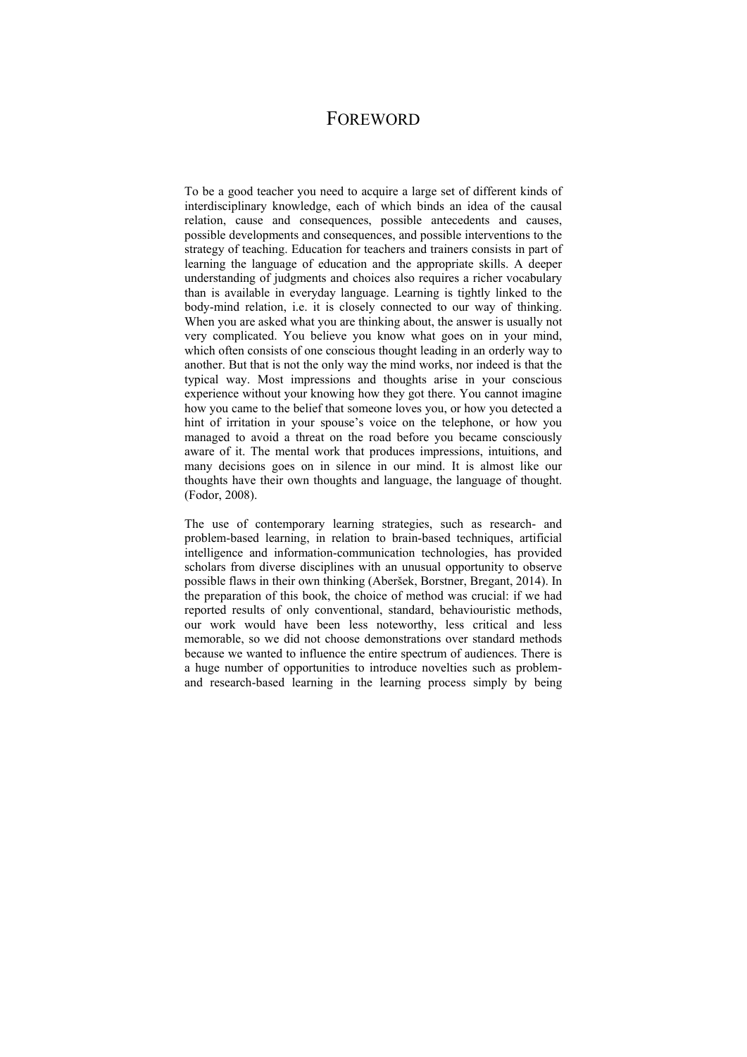# FOREWORD

To be a good teacher you need to acquire a large set of different kinds of interdisciplinary knowledge, each of which binds an idea of the causal relation, cause and consequences, possible antecedents and causes, possible developments and consequences, and possible interventions to the strategy of teaching. Education for teachers and trainers consists in part of learning the language of education and the appropriate skills. A deeper understanding of judgments and choices also requires a richer vocabulary than is available in everyday language. Learning is tightly linked to the body-mind relation, i.e. it is closely connected to our way of thinking. When you are asked what you are thinking about, the answer is usually not very complicated. You believe you know what goes on in your mind, which often consists of one conscious thought leading in an orderly way to another. But that is not the only way the mind works, nor indeed is that the typical way. Most impressions and thoughts arise in your conscious experience without your knowing how they got there. You cannot imagine how you came to the belief that someone loves you, or how you detected a hint of irritation in your spouse's voice on the telephone, or how you managed to avoid a threat on the road before you became consciously aware of it. The mental work that produces impressions, intuitions, and many decisions goes on in silence in our mind. It is almost like our thoughts have their own thoughts and language, the language of thought. (Fodor, 2008).

The use of contemporary learning strategies, such as research- and problem-based learning, in relation to brain-based techniques, artificial intelligence and information-communication technologies, has provided scholars from diverse disciplines with an unusual opportunity to observe possible flaws in their own thinking (Aberšek, Borstner, Bregant, 2014). In the preparation of this book, the choice of method was crucial: if we had reported results of only conventional, standard, behaviouristic methods, our work would have been less noteworthy, less critical and less memorable, so we did not choose demonstrations over standard methods because we wanted to influence the entire spectrum of audiences. There is a huge number of opportunities to introduce novelties such as problem- and research-based learning in the learning process simply by being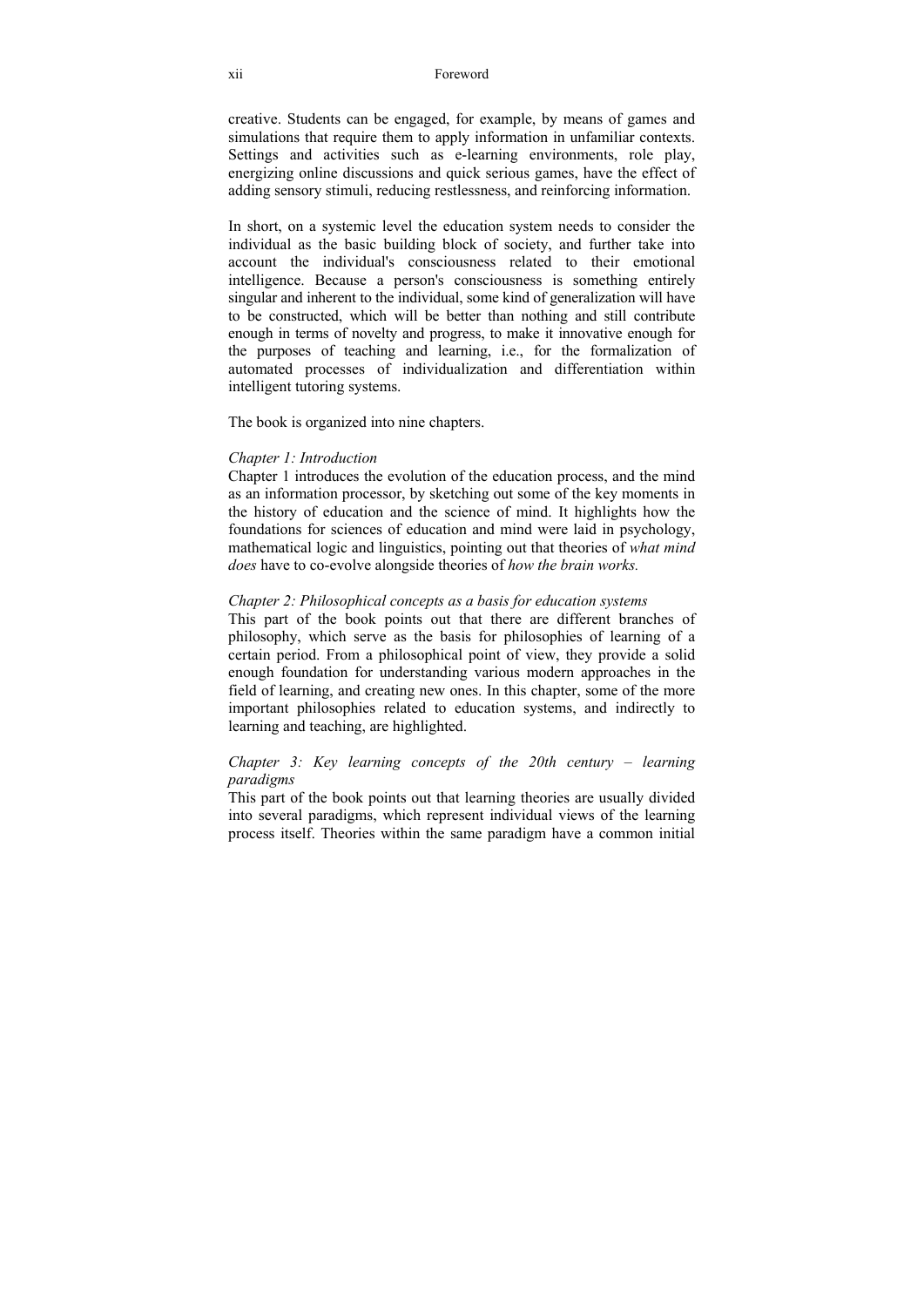creative. Students can be engaged, for example, by means of games and simulations that require them to apply information in unfamiliar contexts. Settings and activities such as e-learning environments, role play, energizing online discussions and quick serious games, have the effect of adding sensory stimuli, reducing restlessness, and reinforcing information.

In short, on a systemic level the education system needs to consider the individual as the basic building block of society, and further take into account the individual's consciousness related to their emotional intelligence. Because a person's consciousness is something entirely singular and inherent to the individual, some kind of generalization will have to be constructed, which will be better than nothing and still contribute enough in terms of novelty and progress, to make it innovative enough for the purposes of teaching and learning, i.e., for the formalization of automated processes of individualization and differentiation within intelligent tutoring systems.

The book is organized into nine chapters.

*Chapter 1: Introduction*
Chapter 1 introduces the evolution of the education process, and the mind as an information processor, by sketching out some of the key moments in the history of education and the science of mind. It highlights how the foundations for sciences of education and mind were laid in psychology, mathematical logic and linguistics, pointing out that theories of *what mind does* have to co-evolve alongside theories of *how the brain works.*

*Chapter 2: Philosophical concepts as a basis for education systems*
This part of the book points out that there are different branches of philosophy, which serve as the basis for philosophies of learning of a certain period. From a philosophical point of view, they provide a solid enough foundation for understanding various modern approaches in the field of learning, and creating new ones. In this chapter, some of the more important philosophies related to education systems, and indirectly to learning and teaching, are highlighted.

*Chapter 3: Key learning concepts of the 20th century – learning paradigms*
This part of the book points out that learning theories are usually divided into several paradigms, which represent individual views of the learning process itself. Theories within the same paradigm have a common initial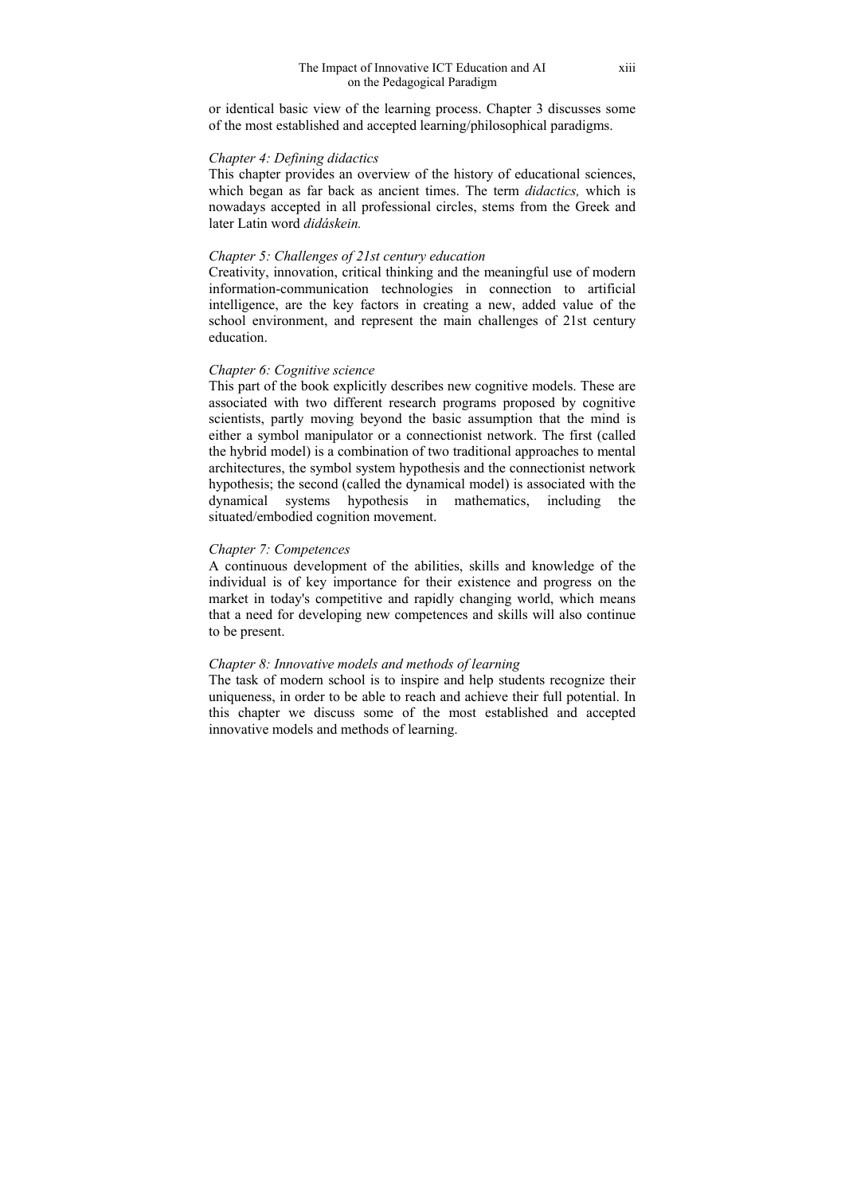or identical basic view of the learning process. Chapter 3 discusses some of the most established and accepted learning/philosophical paradigms.

*Chapter 4: Defining didactics*

This chapter provides an overview of the history of educational sciences, which began as far back as ancient times. The term *didactics,* which is nowadays accepted in all professional circles, stems from the Greek and later Latin word *didáskein.*

*Chapter 5: Challenges of 21st century education*

Creativity, innovation, critical thinking and the meaningful use of modern information-communication technologies in connection to artificial intelligence, are the key factors in creating a new, added value of the school environment, and represent the main challenges of 21st century education.

*Chapter 6: Cognitive science*

This part of the book explicitly describes new cognitive models. These are associated with two different research programs proposed by cognitive scientists, partly moving beyond the basic assumption that the mind is either a symbol manipulator or a connectionist network. The first (called the hybrid model) is a combination of two traditional approaches to mental architectures, the symbol system hypothesis and the connectionist network hypothesis; the second (called the dynamical model) is associated with the dynamical systems hypothesis in mathematics, including the situated/embodied cognition movement.

*Chapter 7: Competences*

A continuous development of the abilities, skills and knowledge of the individual is of key importance for their existence and progress on the market in today's competitive and rapidly changing world, which means that a need for developing new competences and skills will also continue to be present.

*Chapter 8: Innovative models and methods of learning*

The task of modern school is to inspire and help students recognize their uniqueness, in order to be able to reach and achieve their full potential. In this chapter we discuss some of the most established and accepted innovative models and methods of learning.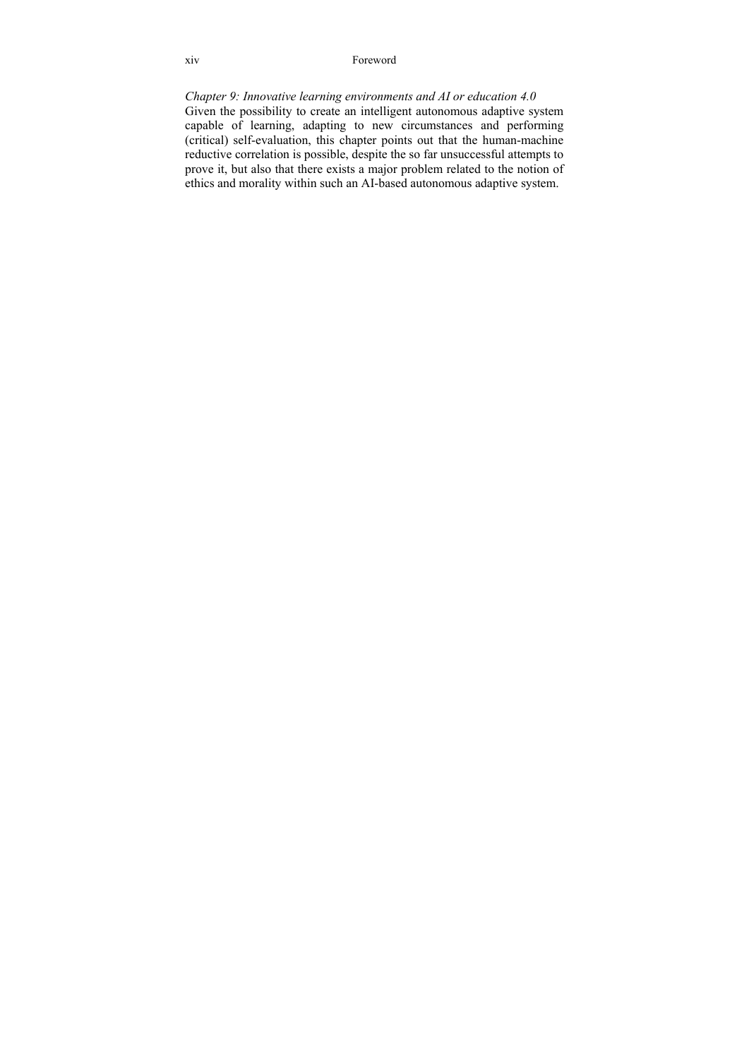*Chapter 9: Innovative learning environments and AI or education 4.0*
Given the possibility to create an intelligent autonomous adaptive system capable of learning, adapting to new circumstances and performing (critical) self-evaluation, this chapter points out that the human-machine reductive correlation is possible, despite the so far unsuccessful attempts to prove it, but also that there exists a major problem related to the notion of ethics and morality within such an AI-based autonomous adaptive system.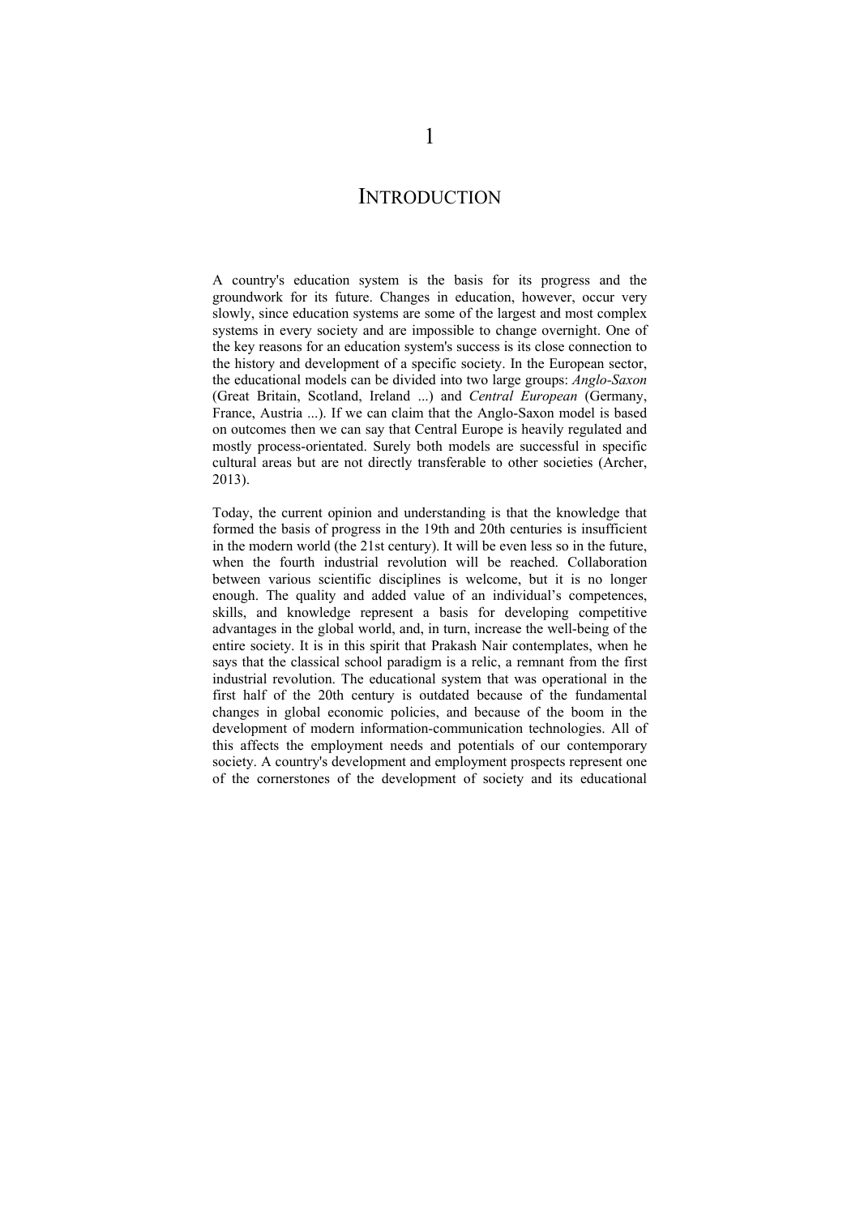# 1

# INTRODUCTION

A country's education system is the basis for its progress and the groundwork for its future. Changes in education, however, occur very slowly, since education systems are some of the largest and most complex systems in every society and are impossible to change overnight. One of the key reasons for an education system's success is its close connection to the history and development of a specific society. In the European sector, the educational models can be divided into two large groups: *Anglo-Saxon* (Great Britain, Scotland, Ireland ...) and *Central European* (Germany, France, Austria ...). If we can claim that the Anglo-Saxon model is based on outcomes then we can say that Central Europe is heavily regulated and mostly process-orientated. Surely both models are successful in specific cultural areas but are not directly transferable to other societies (Archer, 2013).

Today, the current opinion and understanding is that the knowledge that formed the basis of progress in the 19th and 20th centuries is insufficient in the modern world (the 21st century). It will be even less so in the future, when the fourth industrial revolution will be reached. Collaboration between various scientific disciplines is welcome, but it is no longer enough. The quality and added value of an individual's competences, skills, and knowledge represent a basis for developing competitive advantages in the global world, and, in turn, increase the well-being of the entire society. It is in this spirit that Prakash Nair contemplates, when he says that the classical school paradigm is a relic, a remnant from the first industrial revolution. The educational system that was operational in the first half of the 20th century is outdated because of the fundamental changes in global economic policies, and because of the boom in the development of modern information-communication technologies. All of this affects the employment needs and potentials of our contemporary society. A country's development and employment prospects represent one of the cornerstones of the development of society and its educational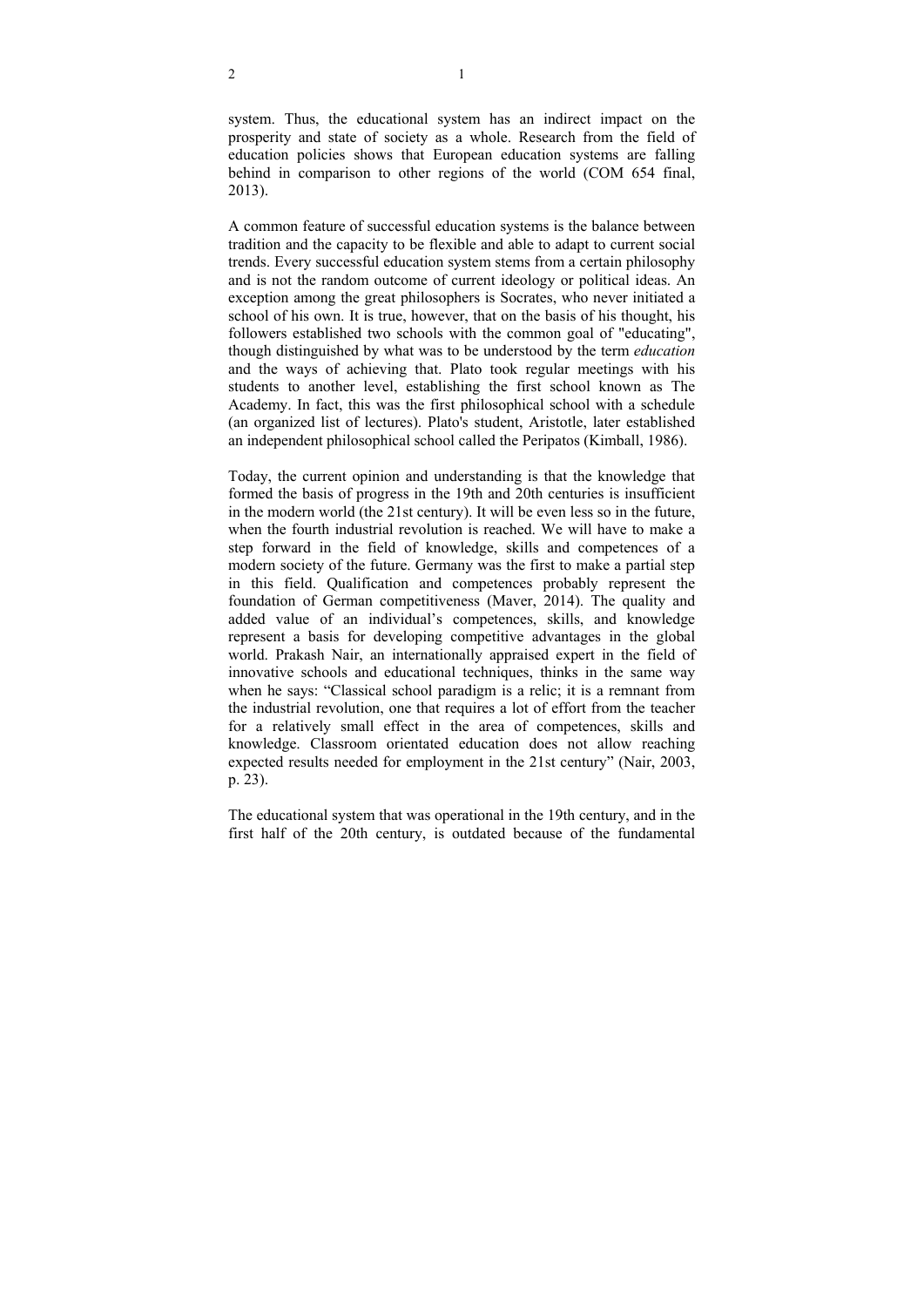system. Thus, the educational system has an indirect impact on the prosperity and state of society as a whole. Research from the field of education policies shows that European education systems are falling behind in comparison to other regions of the world (COM 654 final, 2013).

A common feature of successful education systems is the balance between tradition and the capacity to be flexible and able to adapt to current social trends. Every successful education system stems from a certain philosophy and is not the random outcome of current ideology or political ideas. An exception among the great philosophers is Socrates, who never initiated a school of his own. It is true, however, that on the basis of his thought, his followers established two schools with the common goal of "educating", though distinguished by what was to be understood by the term *education* and the ways of achieving that. Plato took regular meetings with his students to another level, establishing the first school known as The Academy. In fact, this was the first philosophical school with a schedule (an organized list of lectures). Plato's student, Aristotle, later established an independent philosophical school called the Peripatos (Kimball, 1986).

Today, the current opinion and understanding is that the knowledge that formed the basis of progress in the 19th and 20th centuries is insufficient in the modern world (the 21st century). It will be even less so in the future, when the fourth industrial revolution is reached. We will have to make a step forward in the field of knowledge, skills and competences of a modern society of the future. Germany was the first to make a partial step in this field. Qualification and competences probably represent the foundation of German competitiveness (Maver, 2014). The quality and added value of an individual's competences, skills, and knowledge represent a basis for developing competitive advantages in the global world. Prakash Nair, an internationally appraised expert in the field of innovative schools and educational techniques, thinks in the same way when he says: "Classical school paradigm is a relic; it is a remnant from the industrial revolution, one that requires a lot of effort from the teacher for a relatively small effect in the area of competences, skills and knowledge. Classroom orientated education does not allow reaching expected results needed for employment in the 21st century" (Nair, 2003, p. 23).

The educational system that was operational in the 19th century, and in the first half of the 20th century, is outdated because of the fundamental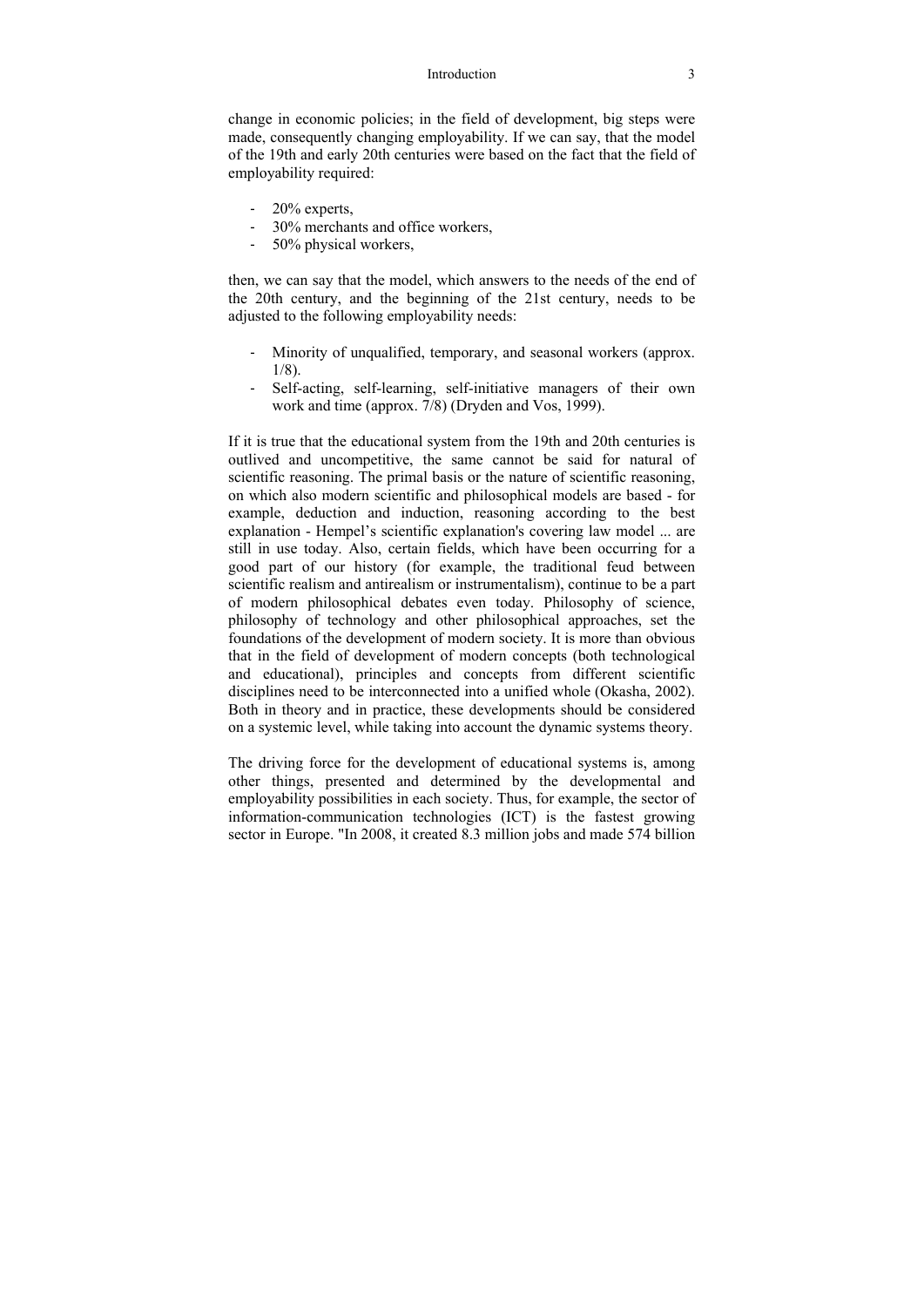change in economic policies; in the field of development, big steps were made, consequently changing employability. If we can say, that the model of the 19th and early 20th centuries were based on the fact that the field of employability required:

- 20% experts,
- 30% merchants and office workers,
- 50% physical workers,

then, we can say that the model, which answers to the needs of the end of the 20th century, and the beginning of the 21st century, needs to be adjusted to the following employability needs:

- Minority of unqualified, temporary, and seasonal workers (approx. 1/8).
- Self-acting, self-learning, self-initiative managers of their own work and time (approx. 7/8) (Dryden and Vos, 1999).

If it is true that the educational system from the 19th and 20th centuries is outlived and uncompetitive, the same cannot be said for natural of scientific reasoning. The primal basis or the nature of scientific reasoning, on which also modern scientific and philosophical models are based - for example, deduction and induction, reasoning according to the best explanation - Hempel's scientific explanation's covering law model ... are still in use today. Also, certain fields, which have been occurring for a good part of our history (for example, the traditional feud between scientific realism and antirealism or instrumentalism), continue to be a part of modern philosophical debates even today. Philosophy of science, philosophy of technology and other philosophical approaches, set the foundations of the development of modern society. It is more than obvious that in the field of development of modern concepts (both technological and educational), principles and concepts from different scientific disciplines need to be interconnected into a unified whole (Okasha, 2002). Both in theory and in practice, these developments should be considered on a systemic level, while taking into account the dynamic systems theory.

The driving force for the development of educational systems is, among other things, presented and determined by the developmental and employability possibilities in each society. Thus, for example, the sector of information-communication technologies (ICT) is the fastest growing sector in Europe. "In 2008, it created 8.3 million jobs and made 574 billion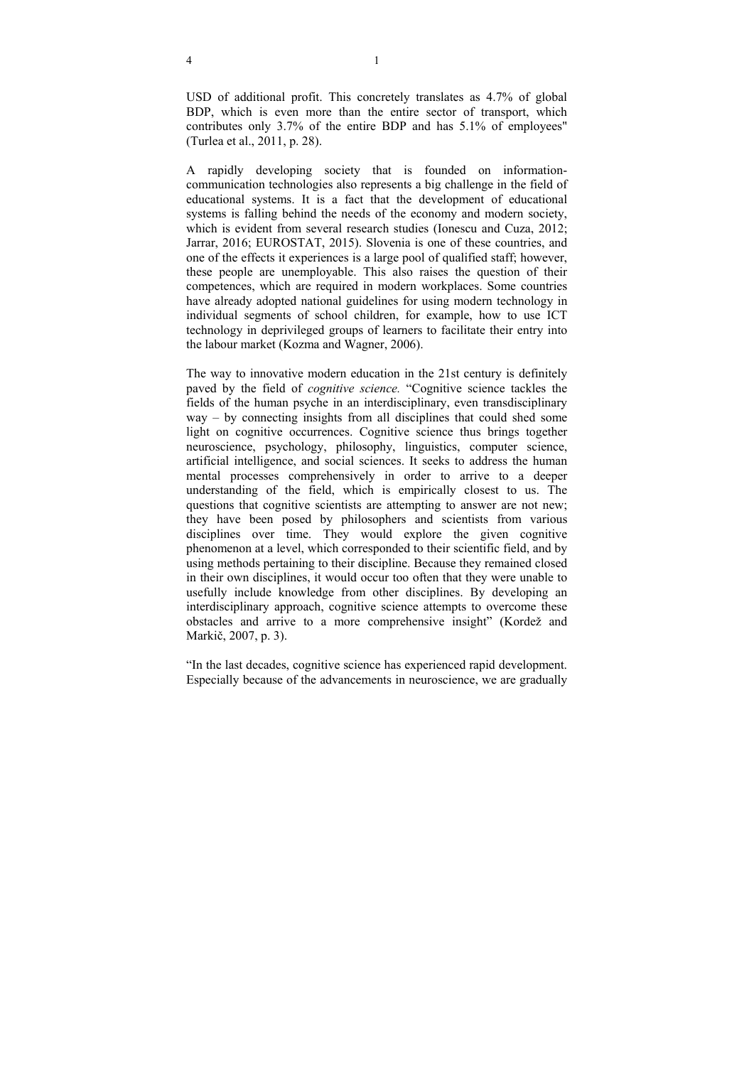USD of additional profit. This concretely translates as 4.7% of global BDP, which is even more than the entire sector of transport, which contributes only 3.7% of the entire BDP and has 5.1% of employees" (Turlea et al., 2011, p. 28).

A rapidly developing society that is founded on information-communication technologies also represents a big challenge in the field of educational systems. It is a fact that the development of educational systems is falling behind the needs of the economy and modern society, which is evident from several research studies (Ionescu and Cuza, 2012; Jarrar, 2016; EUROSTAT, 2015). Slovenia is one of these countries, and one of the effects it experiences is a large pool of qualified staff; however, these people are unemployable. This also raises the question of their competences, which are required in modern workplaces. Some countries have already adopted national guidelines for using modern technology in individual segments of school children, for example, how to use ICT technology in deprivileged groups of learners to facilitate their entry into the labour market (Kozma and Wagner, 2006).

The way to innovative modern education in the 21st century is definitely paved by the field of *cognitive science.* "Cognitive science tackles the fields of the human psyche in an interdisciplinary, even transdisciplinary way – by connecting insights from all disciplines that could shed some light on cognitive occurrences. Cognitive science thus brings together neuroscience, psychology, philosophy, linguistics, computer science, artificial intelligence, and social sciences. It seeks to address the human mental processes comprehensively in order to arrive to a deeper understanding of the field, which is empirically closest to us. The questions that cognitive scientists are attempting to answer are not new; they have been posed by philosophers and scientists from various disciplines over time. They would explore the given cognitive phenomenon at a level, which corresponded to their scientific field, and by using methods pertaining to their discipline. Because they remained closed in their own disciplines, it would occur too often that they were unable to usefully include knowledge from other disciplines. By developing an interdisciplinary approach, cognitive science attempts to overcome these obstacles and arrive to a more comprehensive insight" (Kordež and Markič, 2007, p. 3).

"In the last decades, cognitive science has experienced rapid development. Especially because of the advancements in neuroscience, we are gradually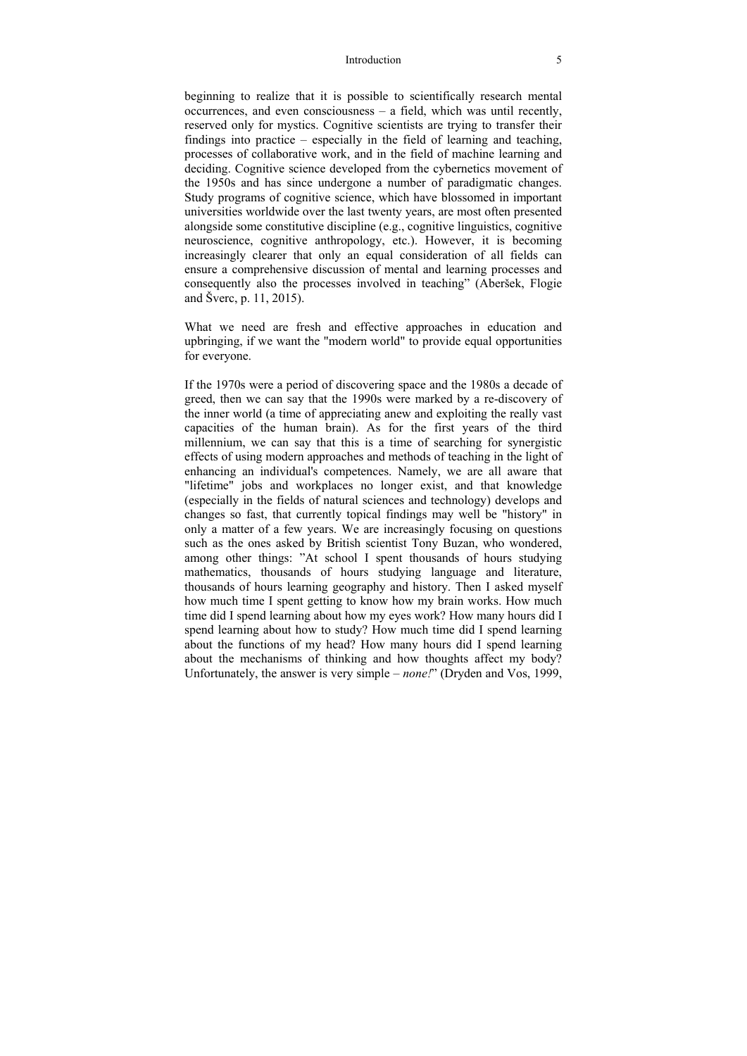beginning to realize that it is possible to scientifically research mental occurrences, and even consciousness – a field, which was until recently, reserved only for mystics. Cognitive scientists are trying to transfer their findings into practice – especially in the field of learning and teaching, processes of collaborative work, and in the field of machine learning and deciding. Cognitive science developed from the cybernetics movement of the 1950s and has since undergone a number of paradigmatic changes. Study programs of cognitive science, which have blossomed in important universities worldwide over the last twenty years, are most often presented alongside some constitutive discipline (e.g., cognitive linguistics, cognitive neuroscience, cognitive anthropology, etc.). However, it is becoming increasingly clearer that only an equal consideration of all fields can ensure a comprehensive discussion of mental and learning processes and consequently also the processes involved in teaching" (Aberšek, Flogie and Šverc, p. 11, 2015).

What we need are fresh and effective approaches in education and upbringing, if we want the "modern world" to provide equal opportunities for everyone.

If the 1970s were a period of discovering space and the 1980s a decade of greed, then we can say that the 1990s were marked by a re-discovery of the inner world (a time of appreciating anew and exploiting the really vast capacities of the human brain). As for the first years of the third millennium, we can say that this is a time of searching for synergistic effects of using modern approaches and methods of teaching in the light of enhancing an individual's competences. Namely, we are all aware that "lifetime" jobs and workplaces no longer exist, and that knowledge (especially in the fields of natural sciences and technology) develops and changes so fast, that currently topical findings may well be "history" in only a matter of a few years. We are increasingly focusing on questions such as the ones asked by British scientist Tony Buzan, who wondered, among other things: "At school I spent thousands of hours studying mathematics, thousands of hours studying language and literature, thousands of hours learning geography and history. Then I asked myself how much time I spent getting to know how my brain works. How much time did I spend learning about how my eyes work? How many hours did I spend learning about how to study? How much time did I spend learning about the functions of my head? How many hours did I spend learning about the mechanisms of thinking and how thoughts affect my body? Unfortunately, the answer is very simple – *none!*" (Dryden and Vos, 1999,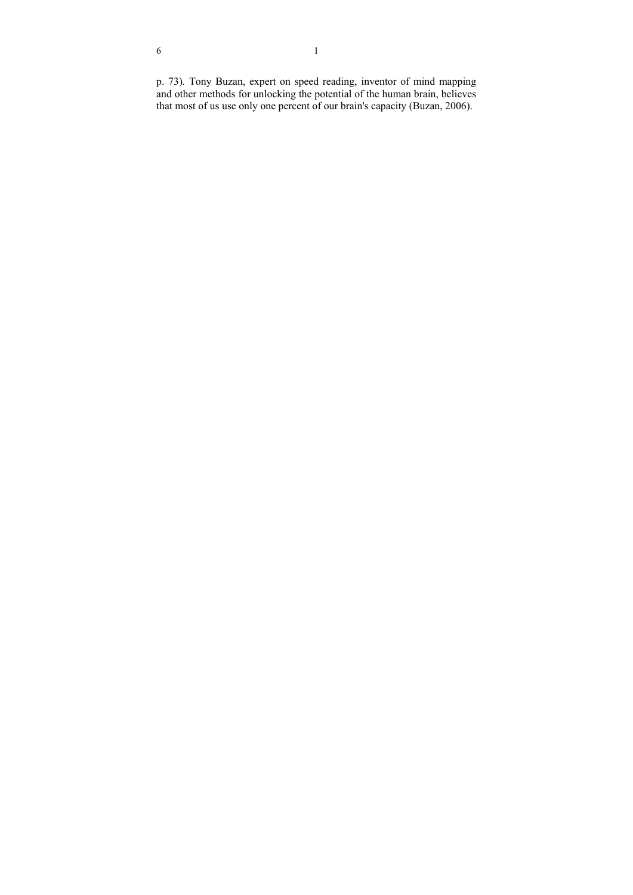p. 73). Tony Buzan, expert on speed reading, inventor of mind mapping and other methods for unlocking the potential of the human brain, believes that most of us use only one percent of our brain's capacity (Buzan, 2006).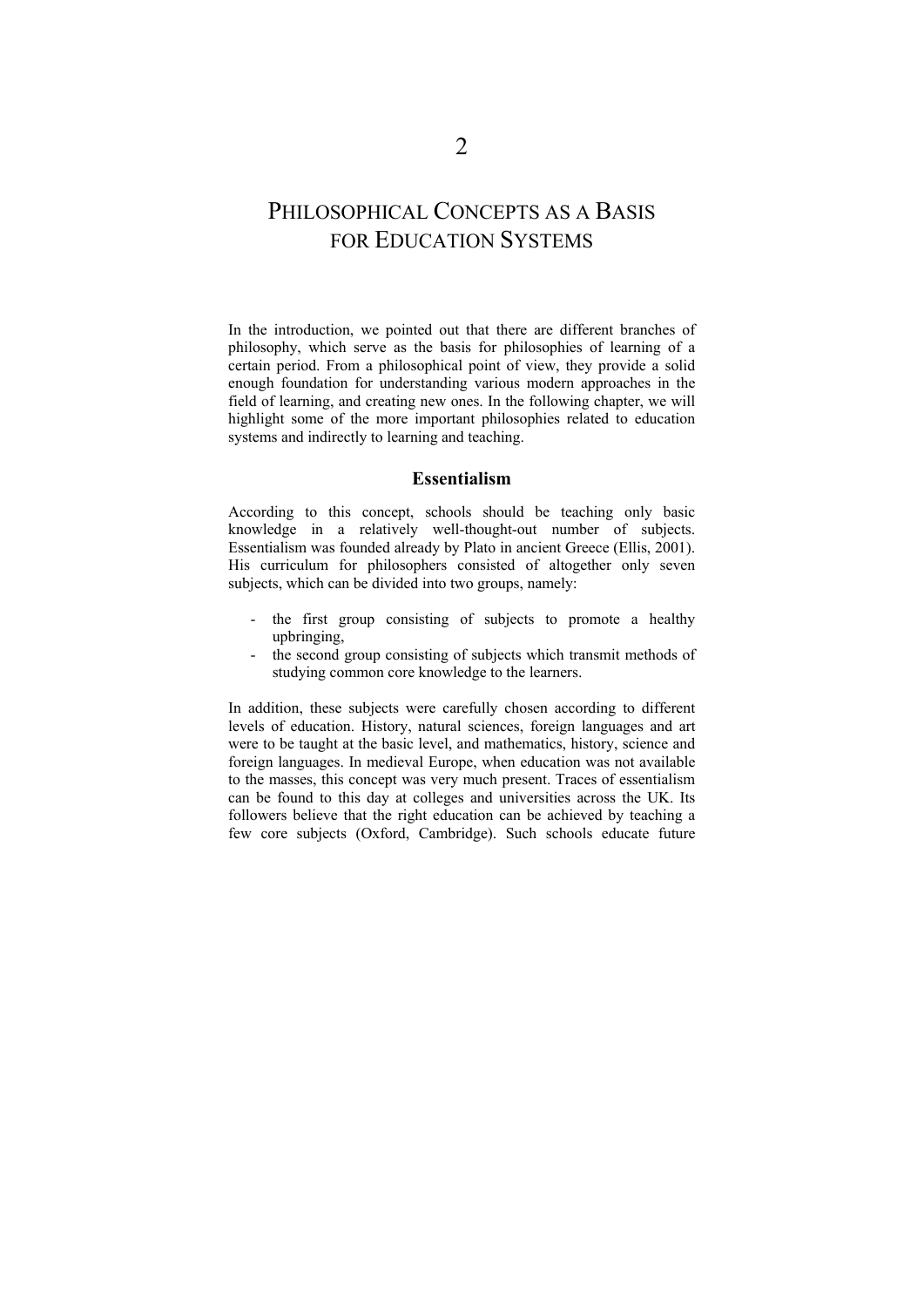# 2

# PHILOSOPHICAL CONCEPTS AS A BASIS FOR EDUCATION SYSTEMS

In the introduction, we pointed out that there are different branches of philosophy, which serve as the basis for philosophies of learning of a certain period. From a philosophical point of view, they provide a solid enough foundation for understanding various modern approaches in the field of learning, and creating new ones. In the following chapter, we will highlight some of the more important philosophies related to education systems and indirectly to learning and teaching.

## Essentialism

According to this concept, schools should be teaching only basic knowledge in a relatively well-thought-out number of subjects. Essentialism was founded already by Plato in ancient Greece (Ellis, 2001). His curriculum for philosophers consisted of altogether only seven subjects, which can be divided into two groups, namely:

- the first group consisting of subjects to promote a healthy upbringing,
- the second group consisting of subjects which transmit methods of studying common core knowledge to the learners.

In addition, these subjects were carefully chosen according to different levels of education. History, natural sciences, foreign languages and art were to be taught at the basic level, and mathematics, history, science and foreign languages. In medieval Europe, when education was not available to the masses, this concept was very much present. Traces of essentialism can be found to this day at colleges and universities across the UK. Its followers believe that the right education can be achieved by teaching a few core subjects (Oxford, Cambridge). Such schools educate future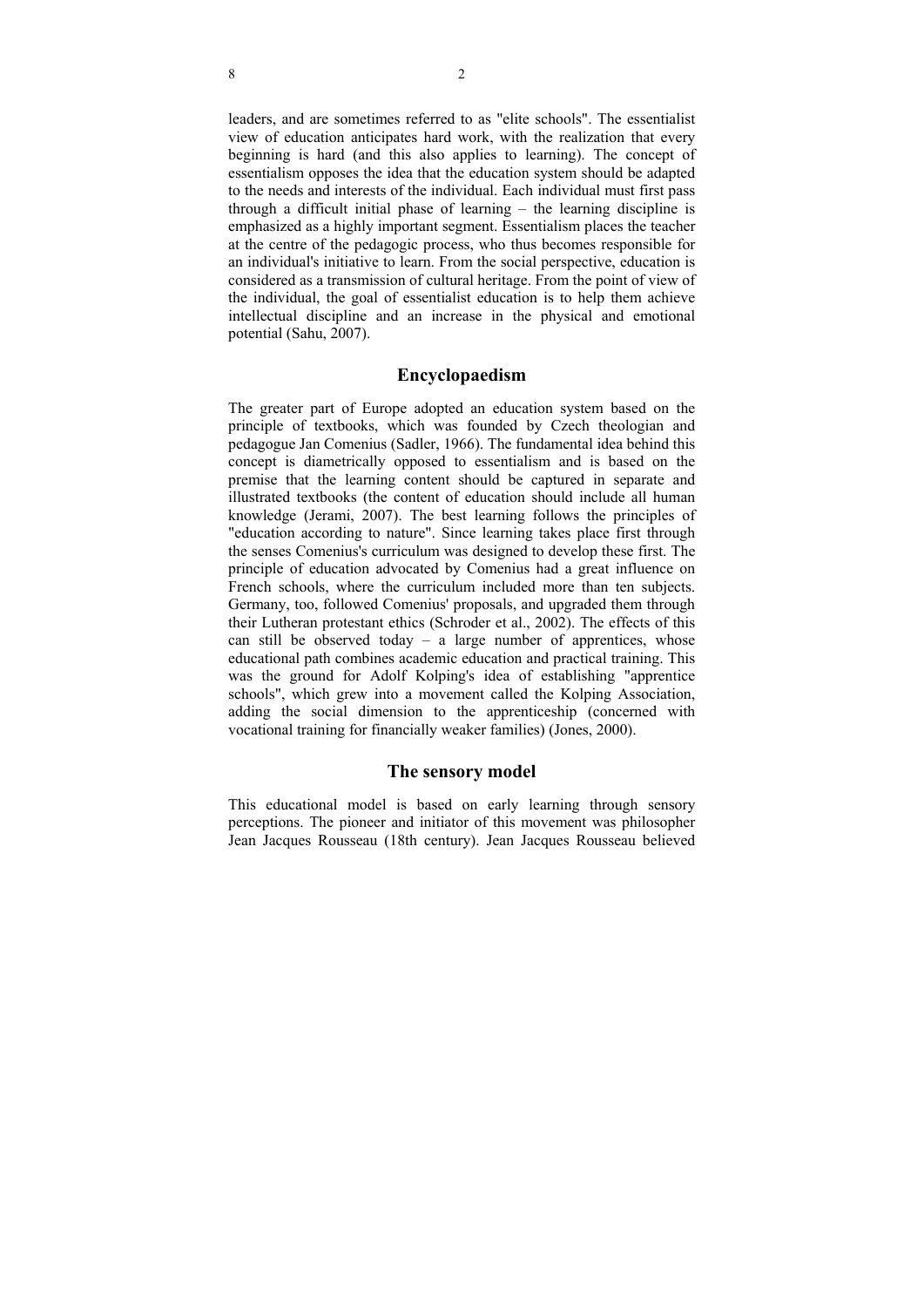leaders, and are sometimes referred to as "elite schools". The essentialist view of education anticipates hard work, with the realization that every beginning is hard (and this also applies to learning). The concept of essentialism opposes the idea that the education system should be adapted to the needs and interests of the individual. Each individual must first pass through a difficult initial phase of learning – the learning discipline is emphasized as a highly important segment. Essentialism places the teacher at the centre of the pedagogic process, who thus becomes responsible for an individual's initiative to learn. From the social perspective, education is considered as a transmission of cultural heritage. From the point of view of the individual, the goal of essentialist education is to help them achieve intellectual discipline and an increase in the physical and emotional potential (Sahu, 2007).

## Encyclopaedism

The greater part of Europe adopted an education system based on the principle of textbooks, which was founded by Czech theologian and pedagogue Jan Comenius (Sadler, 1966). The fundamental idea behind this concept is diametrically opposed to essentialism and is based on the premise that the learning content should be captured in separate and illustrated textbooks (the content of education should include all human knowledge (Jerami, 2007). The best learning follows the principles of "education according to nature". Since learning takes place first through the senses Comenius's curriculum was designed to develop these first. The principle of education advocated by Comenius had a great influence on French schools, where the curriculum included more than ten subjects. Germany, too, followed Comenius' proposals, and upgraded them through their Lutheran protestant ethics (Schroder et al., 2002). The effects of this can still be observed today – a large number of apprentices, whose educational path combines academic education and practical training. This was the ground for Adolf Kolping's idea of establishing "apprentice schools", which grew into a movement called the Kolping Association, adding the social dimension to the apprenticeship (concerned with vocational training for financially weaker families) (Jones, 2000).

## The sensory model

This educational model is based on early learning through sensory perceptions. The pioneer and initiator of this movement was philosopher Jean Jacques Rousseau (18th century). Jean Jacques Rousseau believed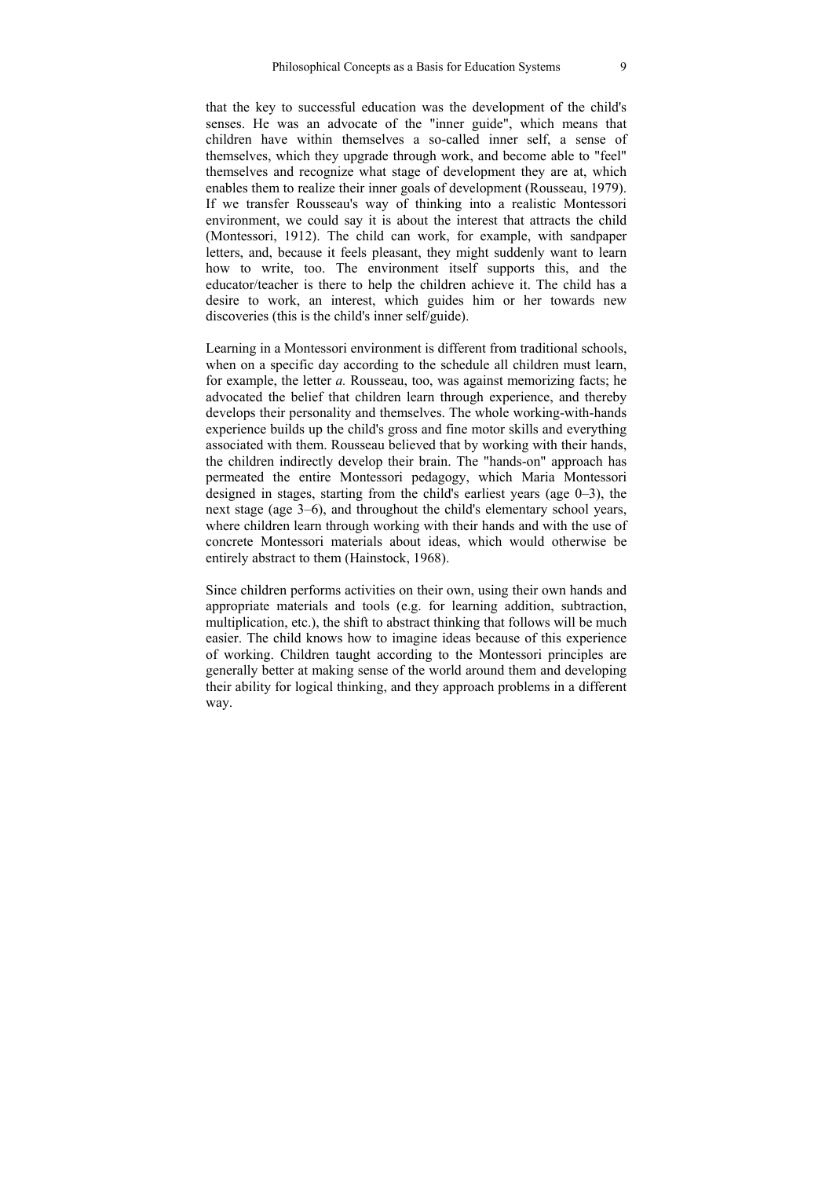that the key to successful education was the development of the child's senses. He was an advocate of the "inner guide", which means that children have within themselves a so-called inner self, a sense of themselves, which they upgrade through work, and become able to "feel" themselves and recognize what stage of development they are at, which enables them to realize their inner goals of development (Rousseau, 1979). If we transfer Rousseau's way of thinking into a realistic Montessori environment, we could say it is about the interest that attracts the child (Montessori, 1912). The child can work, for example, with sandpaper letters, and, because it feels pleasant, they might suddenly want to learn how to write, too. The environment itself supports this, and the educator/teacher is there to help the children achieve it. The child has a desire to work, an interest, which guides him or her towards new discoveries (this is the child's inner self/guide).

Learning in a Montessori environment is different from traditional schools, when on a specific day according to the schedule all children must learn, for example, the letter *a.* Rousseau, too, was against memorizing facts; he advocated the belief that children learn through experience, and thereby develops their personality and themselves. The whole working-with-hands experience builds up the child's gross and fine motor skills and everything associated with them. Rousseau believed that by working with their hands, the children indirectly develop their brain. The "hands-on" approach has permeated the entire Montessori pedagogy, which Maria Montessori designed in stages, starting from the child's earliest years (age 0–3), the next stage (age 3–6), and throughout the child's elementary school years, where children learn through working with their hands and with the use of concrete Montessori materials about ideas, which would otherwise be entirely abstract to them (Hainstock, 1968).

Since children performs activities on their own, using their own hands and appropriate materials and tools (e.g. for learning addition, subtraction, multiplication, etc.), the shift to abstract thinking that follows will be much easier. The child knows how to imagine ideas because of this experience of working. Children taught according to the Montessori principles are generally better at making sense of the world around them and developing their ability for logical thinking, and they approach problems in a different way.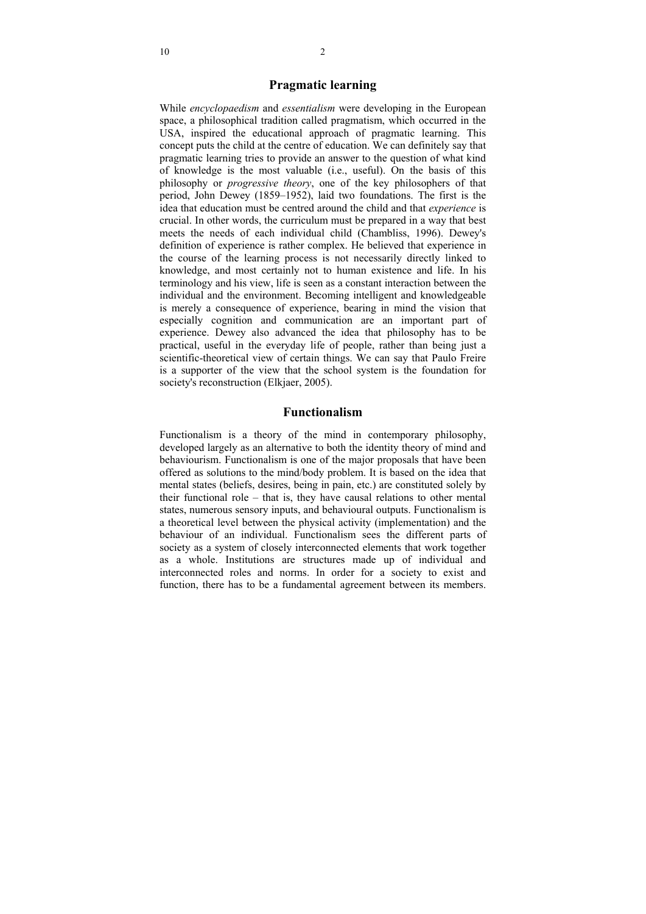## Pragmatic learning

While *encyclopaedism* and *essentialism* were developing in the European space, a philosophical tradition called pragmatism, which occurred in the USA, inspired the educational approach of pragmatic learning. This concept puts the child at the centre of education. We can definitely say that pragmatic learning tries to provide an answer to the question of what kind of knowledge is the most valuable (i.e., useful). On the basis of this philosophy or *progressive theory*, one of the key philosophers of that period, John Dewey (1859–1952), laid two foundations. The first is the idea that education must be centred around the child and that *experience* is crucial. In other words, the curriculum must be prepared in a way that best meets the needs of each individual child (Chambliss, 1996). Dewey's definition of experience is rather complex. He believed that experience in the course of the learning process is not necessarily directly linked to knowledge, and most certainly not to human existence and life. In his terminology and his view, life is seen as a constant interaction between the individual and the environment. Becoming intelligent and knowledgeable is merely a consequence of experience, bearing in mind the vision that especially cognition and communication are an important part of experience. Dewey also advanced the idea that philosophy has to be practical, useful in the everyday life of people, rather than being just a scientific-theoretical view of certain things. We can say that Paulo Freire is a supporter of the view that the school system is the foundation for society's reconstruction (Elkjaer, 2005).

## Functionalism

Functionalism is a theory of the mind in contemporary philosophy, developed largely as an alternative to both the identity theory of mind and behaviourism. Functionalism is one of the major proposals that have been offered as solutions to the mind/body problem. It is based on the idea that mental states (beliefs, desires, being in pain, etc.) are constituted solely by their functional role – that is, they have causal relations to other mental states, numerous sensory inputs, and behavioural outputs. Functionalism is a theoretical level between the physical activity (implementation) and the behaviour of an individual. Functionalism sees the different parts of society as a system of closely interconnected elements that work together as a whole. Institutions are structures made up of individual and interconnected roles and norms. In order for a society to exist and function, there has to be a fundamental agreement between its members.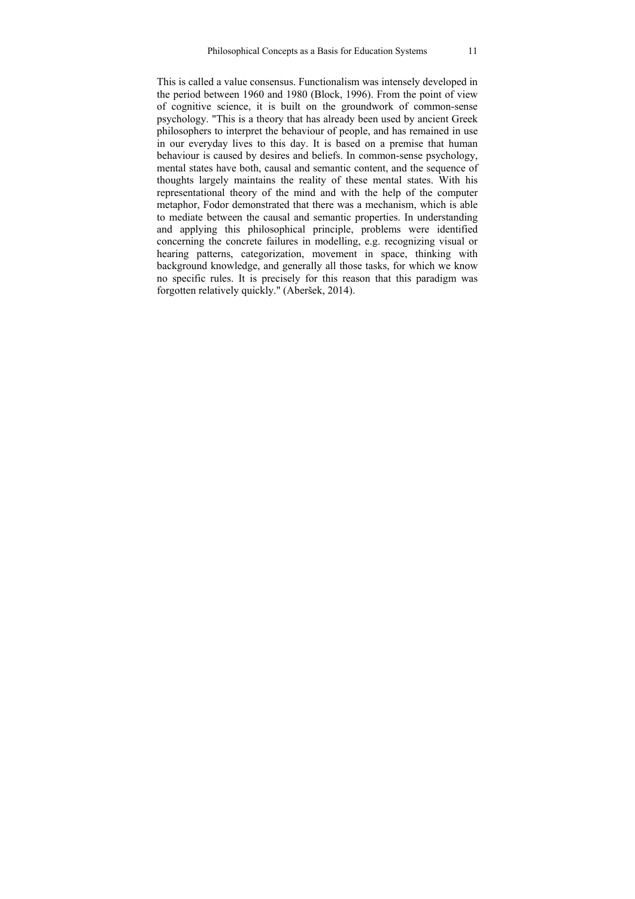This is called a value consensus. Functionalism was intensely developed in the period between 1960 and 1980 (Block, 1996). From the point of view of cognitive science, it is built on the groundwork of common-sense psychology. "This is a theory that has already been used by ancient Greek philosophers to interpret the behaviour of people, and has remained in use in our everyday lives to this day. It is based on a premise that human behaviour is caused by desires and beliefs. In common-sense psychology, mental states have both, causal and semantic content, and the sequence of thoughts largely maintains the reality of these mental states. With his representational theory of the mind and with the help of the computer metaphor, Fodor demonstrated that there was a mechanism, which is able to mediate between the causal and semantic properties. In understanding and applying this philosophical principle, problems were identified concerning the concrete failures in modelling, e.g. recognizing visual or hearing patterns, categorization, movement in space, thinking with background knowledge, and generally all those tasks, for which we know no specific rules. It is precisely for this reason that this paradigm was forgotten relatively quickly." (Aberšek, 2014).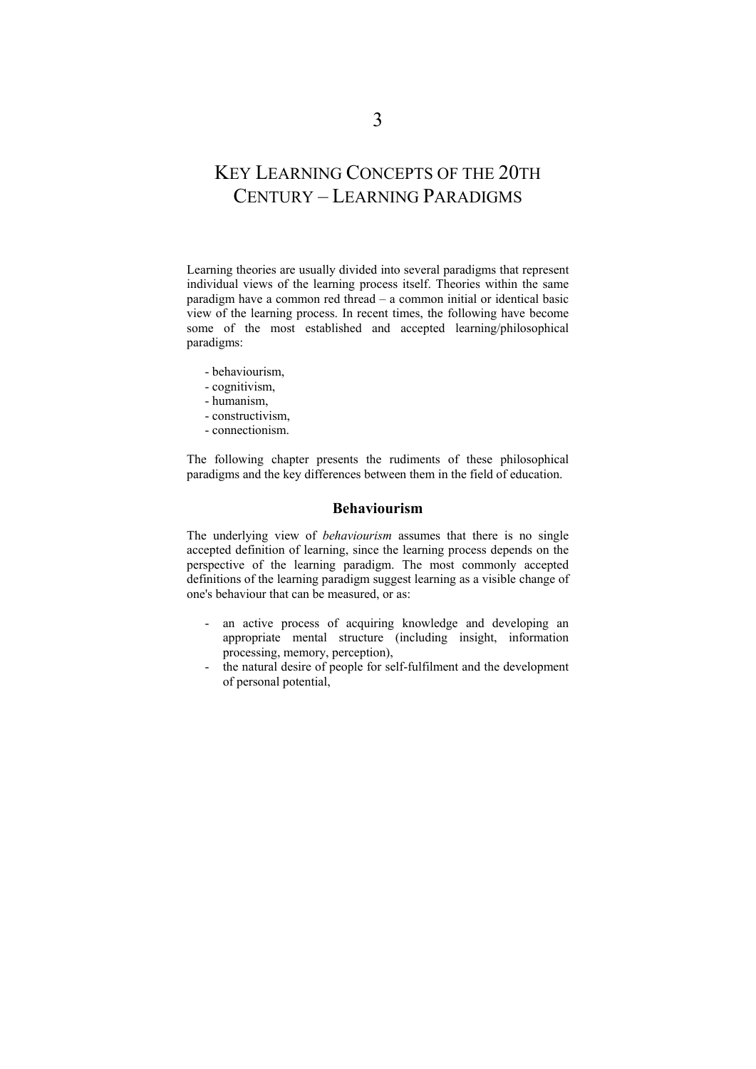# 3

# KEY LEARNING CONCEPTS OF THE 20TH CENTURY – LEARNING PARADIGMS

Learning theories are usually divided into several paradigms that represent individual views of the learning process itself. Theories within the same paradigm have a common red thread – a common initial or identical basic view of the learning process. In recent times, the following have become some of the most established and accepted learning/philosophical paradigms:

- behaviourism,
- cognitivism,
- humanism,
- constructivism,
- connectionism.

The following chapter presents the rudiments of these philosophical paradigms and the key differences between them in the field of education.

## Behaviourism

The underlying view of *behaviourism* assumes that there is no single accepted definition of learning, since the learning process depends on the perspective of the learning paradigm. The most commonly accepted definitions of the learning paradigm suggest learning as a visible change of one's behaviour that can be measured, or as:

- an active process of acquiring knowledge and developing an appropriate mental structure (including insight, information processing, memory, perception),
- the natural desire of people for self-fulfilment and the development of personal potential,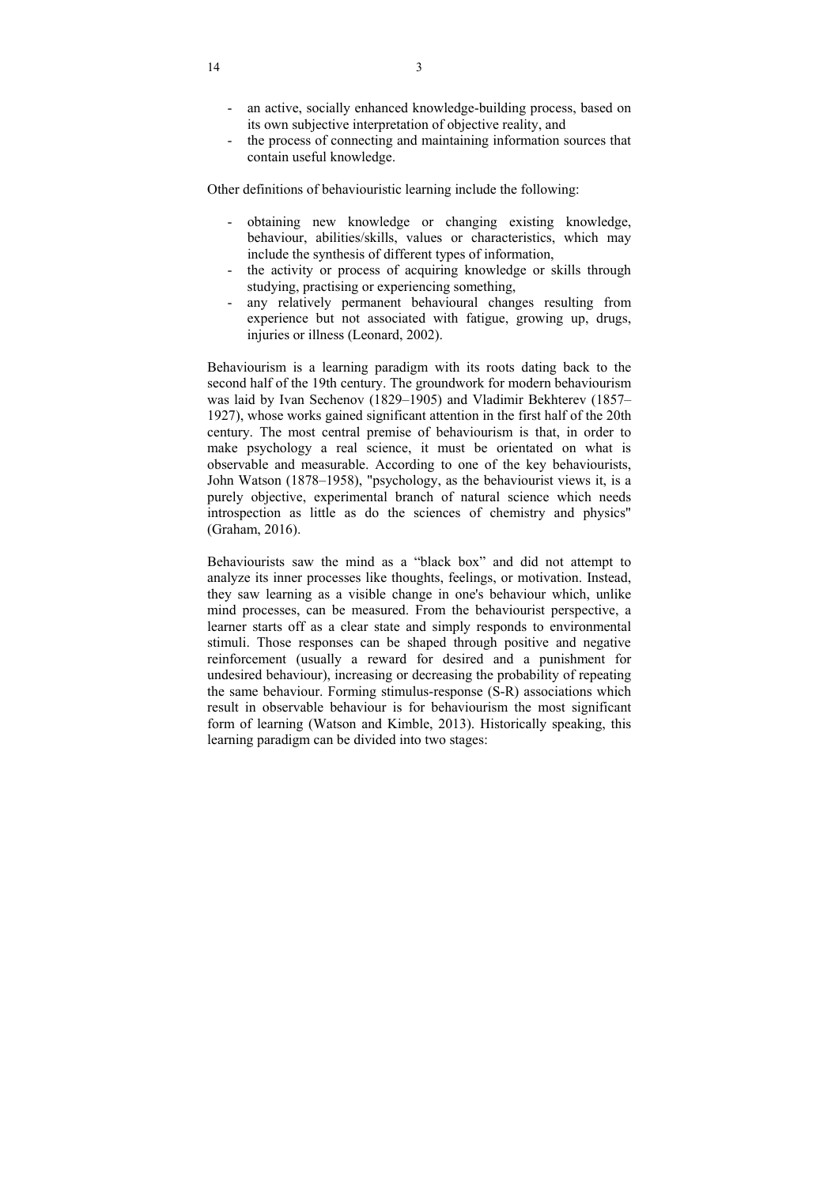- an active, socially enhanced knowledge-building process, based on its own subjective interpretation of objective reality, and
- the process of connecting and maintaining information sources that contain useful knowledge.

Other definitions of behaviouristic learning include the following:

- obtaining new knowledge or changing existing knowledge, behaviour, abilities/skills, values or characteristics, which may include the synthesis of different types of information,
- the activity or process of acquiring knowledge or skills through studying, practising or experiencing something,
- any relatively permanent behavioural changes resulting from experience but not associated with fatigue, growing up, drugs, injuries or illness (Leonard, 2002).

Behaviourism is a learning paradigm with its roots dating back to the second half of the 19th century. The groundwork for modern behaviourism was laid by Ivan Sechenov (1829–1905) and Vladimir Bekhterev (1857–1927), whose works gained significant attention in the first half of the 20th century. The most central premise of behaviourism is that, in order to make psychology a real science, it must be orientated on what is observable and measurable. According to one of the key behaviourists, John Watson (1878–1958), "psychology, as the behaviourist views it, is a purely objective, experimental branch of natural science which needs introspection as little as do the sciences of chemistry and physics" (Graham, 2016).

Behaviourists saw the mind as a "black box" and did not attempt to analyze its inner processes like thoughts, feelings, or motivation. Instead, they saw learning as a visible change in one's behaviour which, unlike mind processes, can be measured. From the behaviourist perspective, a learner starts off as a clear state and simply responds to environmental stimuli. Those responses can be shaped through positive and negative reinforcement (usually a reward for desired and a punishment for undesired behaviour), increasing or decreasing the probability of repeating the same behaviour. Forming stimulus-response (S-R) associations which result in observable behaviour is for behaviourism the most significant form of learning (Watson and Kimble, 2013). Historically speaking, this learning paradigm can be divided into two stages: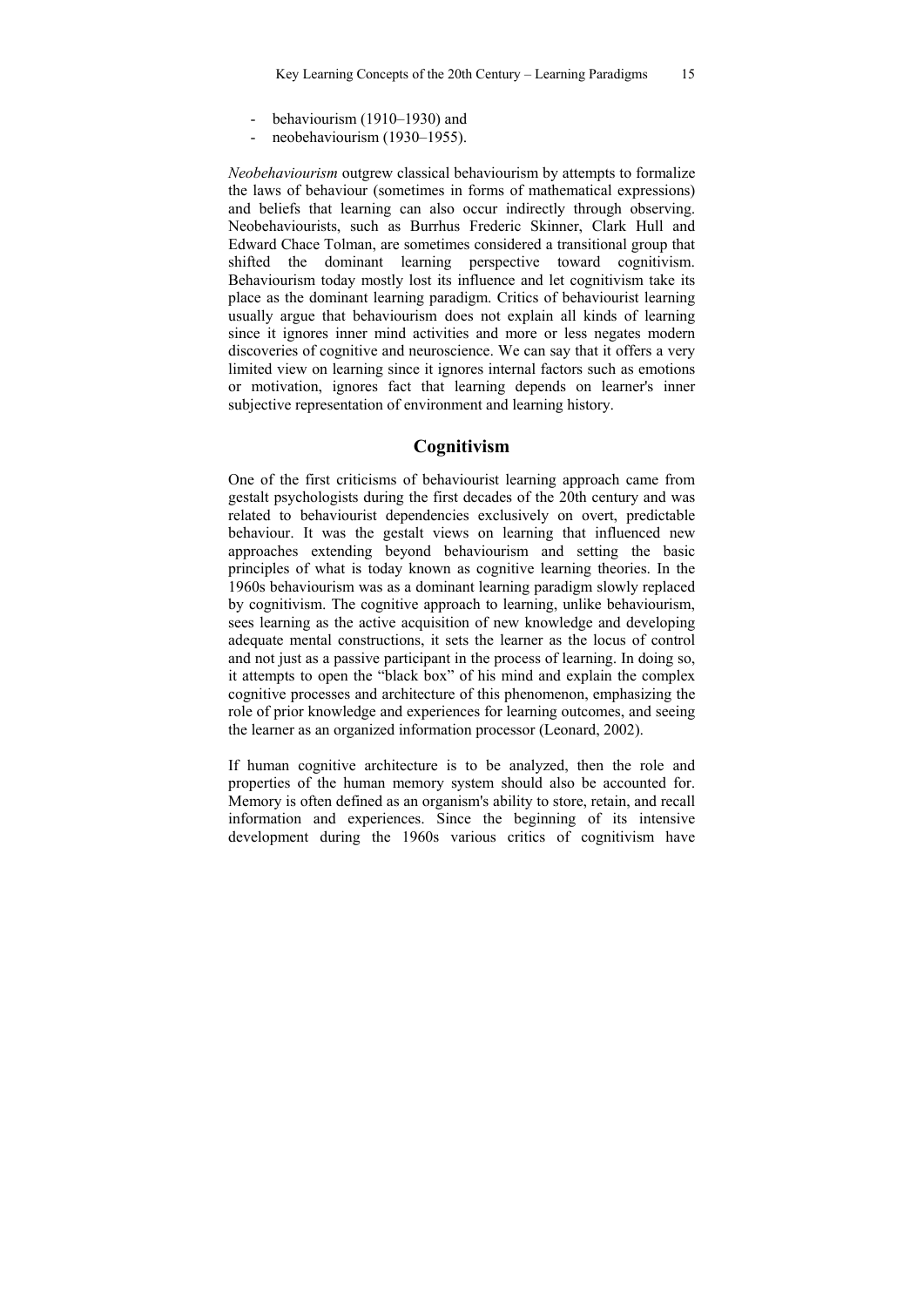- behaviourism (1910–1930) and
- neobehaviourism (1930–1955).

*Neobehaviourism* outgrew classical behaviourism by attempts to formalize the laws of behaviour (sometimes in forms of mathematical expressions) and beliefs that learning can also occur indirectly through observing. Neobehaviourists, such as Burrhus Frederic Skinner, Clark Hull and Edward Chace Tolman, are sometimes considered a transitional group that shifted the dominant learning perspective toward cognitivism. Behaviourism today mostly lost its influence and let cognitivism take its place as the dominant learning paradigm. Critics of behaviourist learning usually argue that behaviourism does not explain all kinds of learning since it ignores inner mind activities and more or less negates modern discoveries of cognitive and neuroscience. We can say that it offers a very limited view on learning since it ignores internal factors such as emotions or motivation, ignores fact that learning depends on learner's inner subjective representation of environment and learning history.

## Cognitivism

One of the first criticisms of behaviourist learning approach came from gestalt psychologists during the first decades of the 20th century and was related to behaviourist dependencies exclusively on overt, predictable behaviour. It was the gestalt views on learning that influenced new approaches extending beyond behaviourism and setting the basic principles of what is today known as cognitive learning theories. In the 1960s behaviourism was as a dominant learning paradigm slowly replaced by cognitivism. The cognitive approach to learning, unlike behaviourism, sees learning as the active acquisition of new knowledge and developing adequate mental constructions, it sets the learner as the locus of control and not just as a passive participant in the process of learning. In doing so, it attempts to open the "black box" of his mind and explain the complex cognitive processes and architecture of this phenomenon, emphasizing the role of prior knowledge and experiences for learning outcomes, and seeing the learner as an organized information processor (Leonard, 2002).

If human cognitive architecture is to be analyzed, then the role and properties of the human memory system should also be accounted for. Memory is often defined as an organism's ability to store, retain, and recall information and experiences. Since the beginning of its intensive development during the 1960s various critics of cognitivism have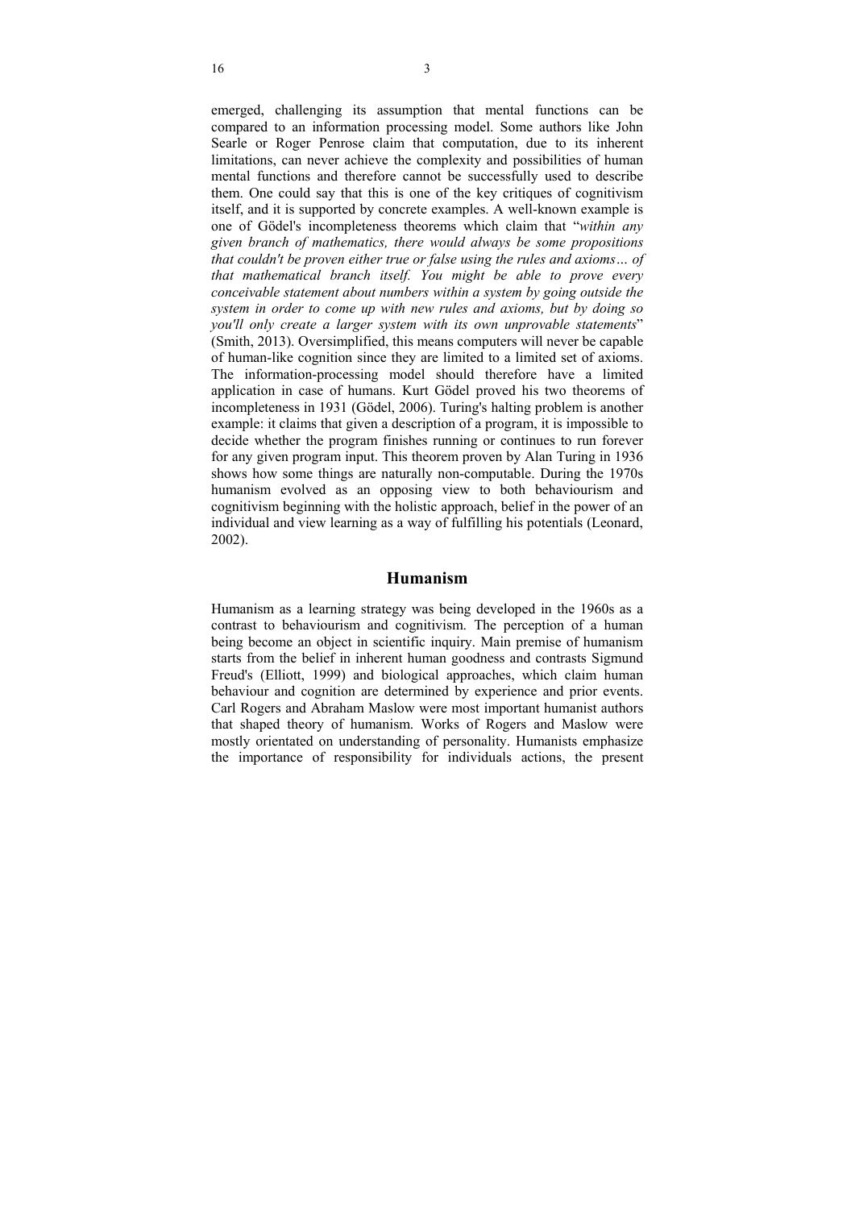emerged, challenging its assumption that mental functions can be compared to an information processing model. Some authors like John Searle or Roger Penrose claim that computation, due to its inherent limitations, can never achieve the complexity and possibilities of human mental functions and therefore cannot be successfully used to describe them. One could say that this is one of the key critiques of cognitivism itself, and it is supported by concrete examples. A well-known example is one of Gödel's incompleteness theorems which claim that "*within any given branch of mathematics, there would always be some propositions that couldn't be proven either true or false using the rules and axioms… of that mathematical branch itself. You might be able to prove every conceivable statement about numbers within a system by going outside the system in order to come up with new rules and axioms, but by doing so you'll only create a larger system with its own unprovable statements*" (Smith, 2013). Oversimplified, this means computers will never be capable of human-like cognition since they are limited to a limited set of axioms. The information-processing model should therefore have a limited application in case of humans. Kurt Gödel proved his two theorems of incompleteness in 1931 (Gödel, 2006). Turing's halting problem is another example: it claims that given a description of a program, it is impossible to decide whether the program finishes running or continues to run forever for any given program input. This theorem proven by Alan Turing in 1936 shows how some things are naturally non-computable. During the 1970s humanism evolved as an opposing view to both behaviourism and cognitivism beginning with the holistic approach, belief in the power of an individual and view learning as a way of fulfilling his potentials (Leonard, 2002).

## Humanism

Humanism as a learning strategy was being developed in the 1960s as a contrast to behaviourism and cognitivism. The perception of a human being become an object in scientific inquiry. Main premise of humanism starts from the belief in inherent human goodness and contrasts Sigmund Freud's (Elliott, 1999) and biological approaches, which claim human behaviour and cognition are determined by experience and prior events. Carl Rogers and Abraham Maslow were most important humanist authors that shaped theory of humanism. Works of Rogers and Maslow were mostly orientated on understanding of personality. Humanists emphasize the importance of responsibility for individuals actions, the present